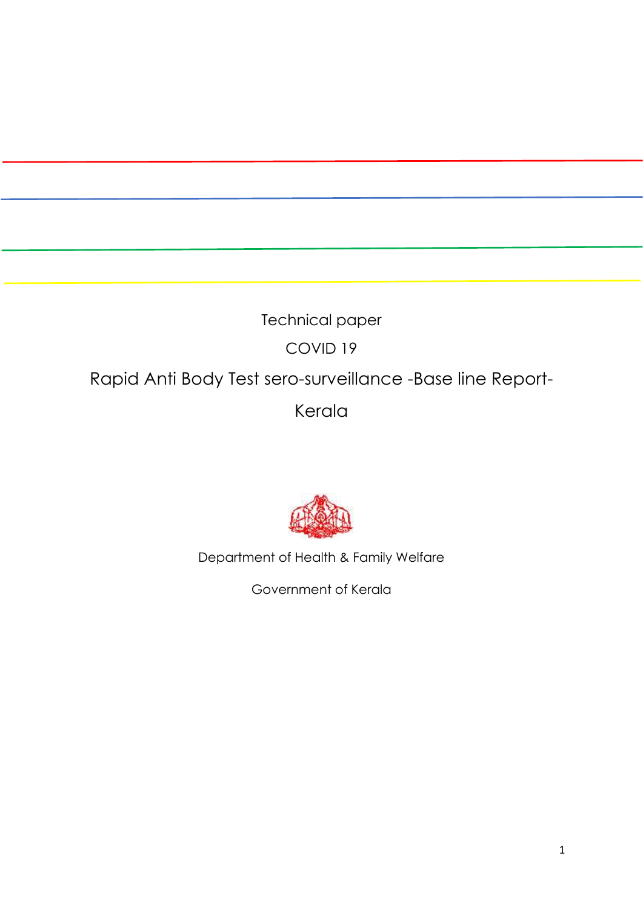Technical paper

COVID 19

# Rapid Anti Body Test sero-surveillance -Base line Report-Kerala

Department of Health & Family Welfare

Government of Kerala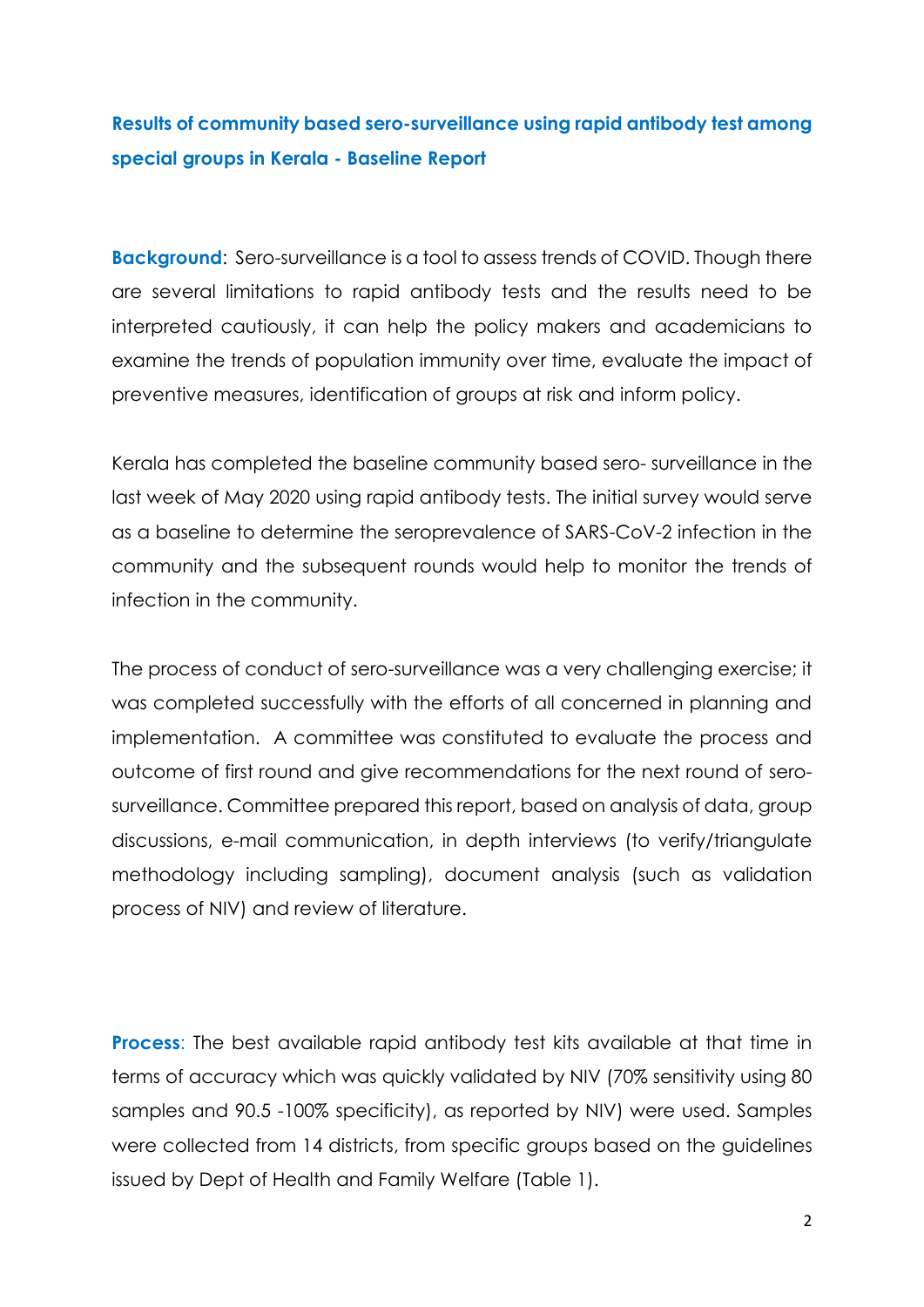## Results of community based sero-surveillance using rapid antibody test among special groups in Kerala - Baseline Report

**Background**: Sero-surveillance is a tool to assess trends of COVID. Though there are several limitations to rapid antibody tests and the results need to be interpreted cautiously, it can help the policy makers and academicians to examine the trends of population immunity over time, evaluate the impact of preventive measures, identification of groups at risk and inform policy.

Kerala has completed the baseline community based sero- surveillance in the last week of May 2020 using rapid antibody tests. The initial survey would serve as a baseline to determine the seroprevalence of SARS-CoV-2 infection in the community and the subsequent rounds would help to monitor the trends of infection in the community.

The process of conduct of sero-surveillance was a very challenging exercise; it was completed successfully with the efforts of all concerned in planning and implementation. A committee was constituted to evaluate the process and outcome of first round and give recommendations for the next round of sero-surveillance. Committee prepared this report, based on analysis of data, group discussions, e-mail communication, in depth interviews (to verify/triangulate methodology including sampling), document analysis (such as validation process of NIV) and review of literature.

**Process**: The best available rapid antibody test kits available at that time in terms of accuracy which was quickly validated by NIV (70% sensitivity using 80 samples and 90.5 -100% specificity), as reported by NIV) were used. Samples were collected from 14 districts, from specific groups based on the guidelines issued by Dept of Health and Family Welfare (Table 1).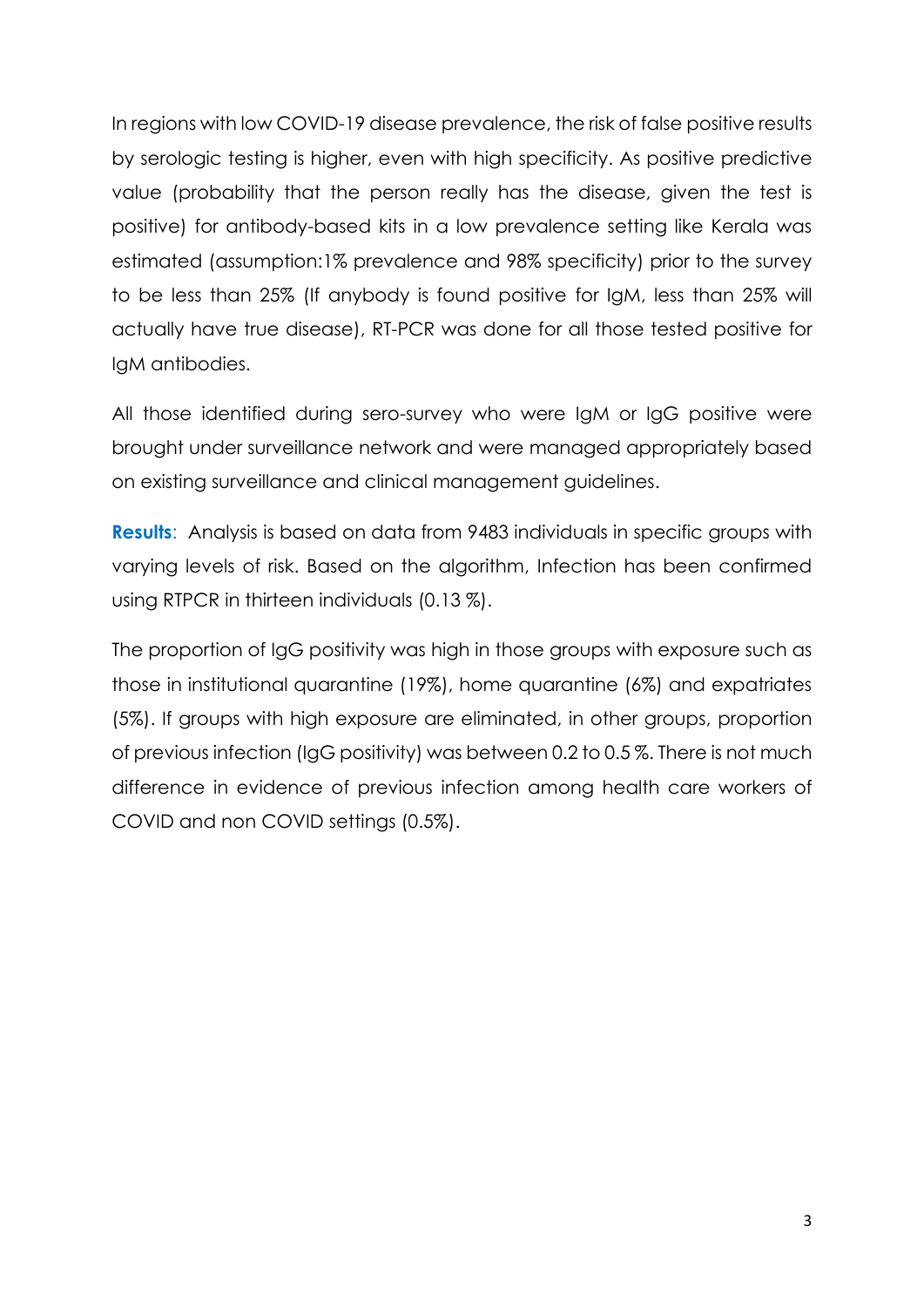In regions with low COVID-19 disease prevalence, the risk of false positive results by serologic testing is higher, even with high specificity. As positive predictive value (probability that the person really has the disease, given the test is positive) for antibody-based kits in a low prevalence setting like Kerala was estimated (assumption:1% prevalence and 98% specificity) prior to the survey to be less than 25% (If anybody is found positive for IgM, less than 25% will actually have true disease), RT-PCR was done for all those tested positive for IgM antibodies.

All those identified during sero-survey who were IgM or IgG positive were brought under surveillance network and were managed appropriately based on existing surveillance and clinical management guidelines.

**Results**: Analysis is based on data from 9483 individuals in specific groups with varying levels of risk. Based on the algorithm, Infection has been confirmed using RTPCR in thirteen individuals (0.13 %).

The proportion of IgG positivity was high in those groups with exposure such as those in institutional quarantine (19%), home quarantine (6%) and expatriates (5%). If groups with high exposure are eliminated, in other groups, proportion of previous infection (IgG positivity) was between 0.2 to 0.5 %. There is not much difference in evidence of previous infection among health care workers of COVID and non COVID settings (0.5%).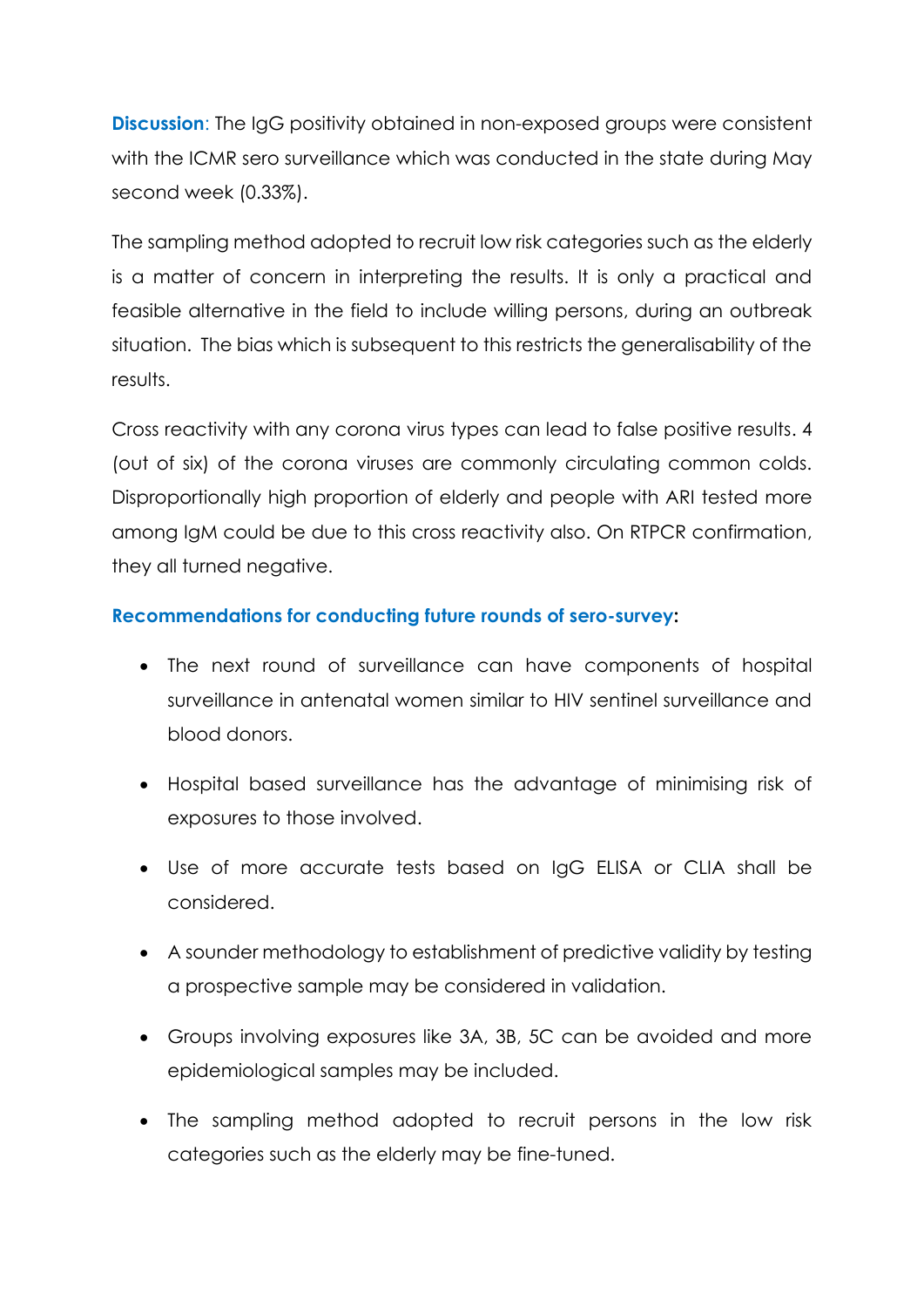**Discussion**: The IgG positivity obtained in non-exposed groups were consistent with the ICMR sero surveillance which was conducted in the state during May second week (0.33%).

The sampling method adopted to recruit low risk categories such as the elderly is a matter of concern in interpreting the results. It is only a practical and feasible alternative in the field to include willing persons, during an outbreak situation. The bias which is subsequent to this restricts the generalisability of the results.

Cross reactivity with any corona virus types can lead to false positive results. 4 (out of six) of the corona viruses are commonly circulating common colds. Disproportionally high proportion of elderly and people with ARI tested more among IgM could be due to this cross reactivity also. On RTPCR confirmation, they all turned negative.

**Recommendations for conducting future rounds of sero-survey**:

- The next round of surveillance can have components of hospital surveillance in antenatal women similar to HIV sentinel surveillance and blood donors.
- Hospital based surveillance has the advantage of minimising risk of exposures to those involved.
- Use of more accurate tests based on IgG ELISA or CLIA shall be considered.
- A sounder methodology to establishment of predictive validity by testing a prospective sample may be considered in validation.
- Groups involving exposures like 3A, 3B, 5C can be avoided and more epidemiological samples may be included.
- The sampling method adopted to recruit persons in the low risk categories such as the elderly may be fine-tuned.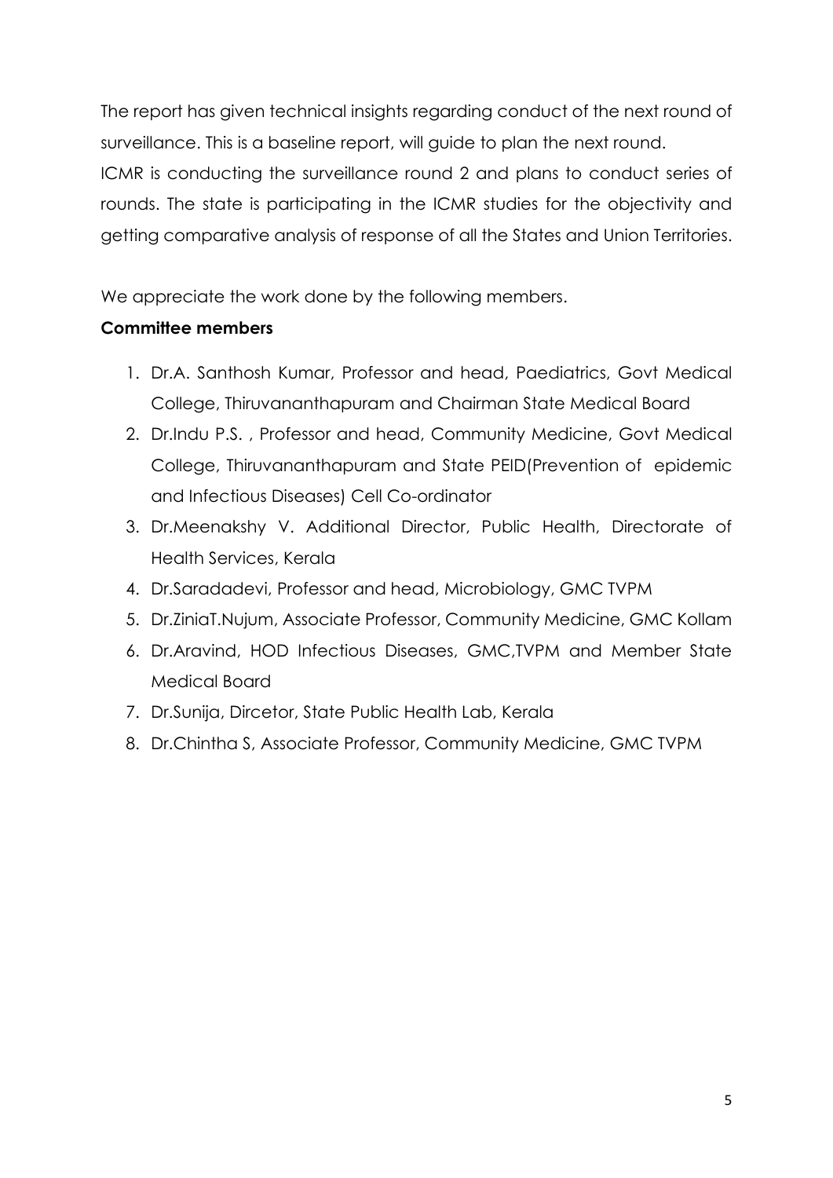The report has given technical insights regarding conduct of the next round of surveillance. This is a baseline report, will guide to plan the next round.
ICMR is conducting the surveillance round 2 and plans to conduct series of rounds. The state is participating in the ICMR studies for the objectivity and getting comparative analysis of response of all the States and Union Territories.

We appreciate the work done by the following members.

**Committee members**

1. Dr.A. Santhosh Kumar, Professor and head, Paediatrics, Govt Medical College, Thiruvananthapuram and Chairman State Medical Board
2. Dr.Indu P.S. , Professor and head, Community Medicine, Govt Medical College, Thiruvananthapuram and State PEID(Prevention of epidemic and Infectious Diseases) Cell Co-ordinator
3. Dr.Meenakshy V. Additional Director, Public Health, Directorate of Health Services, Kerala
4. Dr.Saradadevi, Professor and head, Microbiology, GMC TVPM
5. Dr.ZiniaT.Nujum, Associate Professor, Community Medicine, GMC Kollam
6. Dr.Aravind, HOD Infectious Diseases, GMC,TVPM and Member State Medical Board
7. Dr.Sunija, Dircetor, State Public Health Lab, Kerala
8. Dr.Chintha S, Associate Professor, Community Medicine, GMC TVPM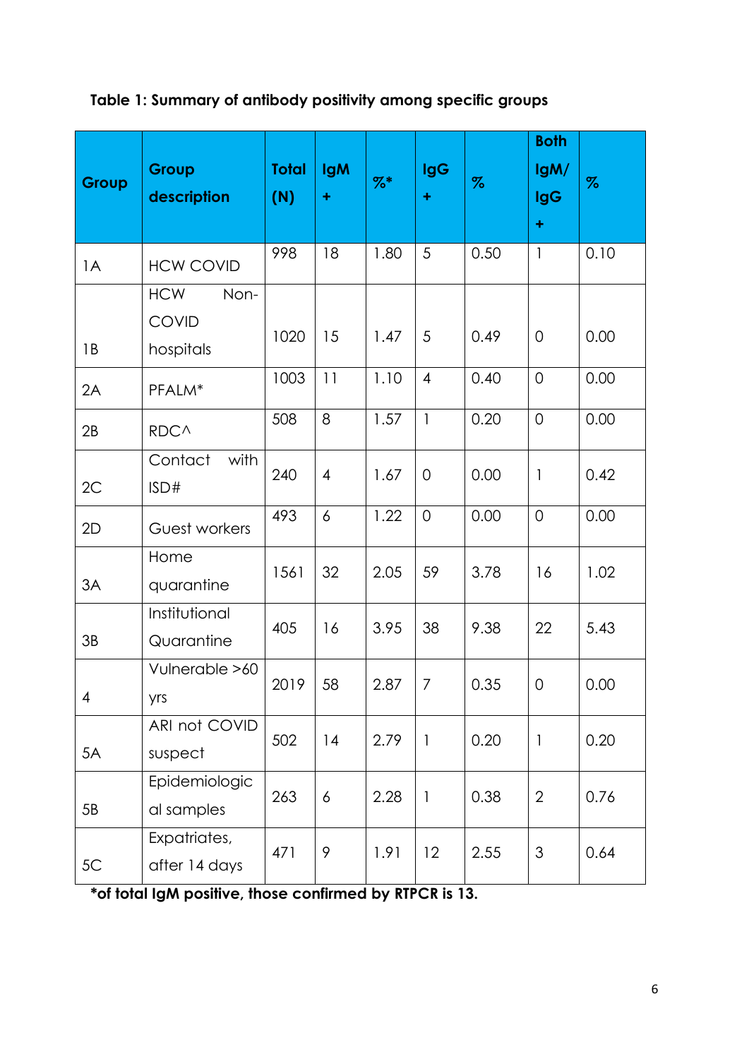**Table 1: Summary of antibody positivity among specific groups**

| Group | Group description | Total (N) | IgM + | %* | IgG + | % | Both IgM/ IgG + | % |
|---|---|---|---|---|---|---|---|---|
| 1A | HCW COVID | 998 | 18 | 1.80 | 5 | 0.50 | 1 | 0.10 |
| 1B | HCW Non-COVID hospitals | 1020 | 15 | 1.47 | 5 | 0.49 | 0 | 0.00 |
| 2A | PFALM* | 1003 | 11 | 1.10 | 4 | 0.40 | 0 | 0.00 |
| 2B | RDC^ | 508 | 8 | 1.57 | 1 | 0.20 | 0 | 0.00 |
| 2C | Contact with ISD# | 240 | 4 | 1.67 | 0 | 0.00 | 1 | 0.42 |
| 2D | Guest workers | 493 | 6 | 1.22 | 0 | 0.00 | 0 | 0.00 |
| 3A | Home quarantine | 1561 | 32 | 2.05 | 59 | 3.78 | 16 | 1.02 |
| 3B | Institutional Quarantine | 405 | 16 | 3.95 | 38 | 9.38 | 22 | 5.43 |
| 4 | Vulnerable >60 yrs | 2019 | 58 | 2.87 | 7 | 0.35 | 0 | 0.00 |
| 5A | ARI not COVID suspect | 502 | 14 | 2.79 | 1 | 0.20 | 1 | 0.20 |
| 5B | Epidemiological samples | 263 | 6 | 2.28 | 1 | 0.38 | 2 | 0.76 |
| 5C | Expatriates, after 14 days | 471 | 9 | 1.91 | 12 | 2.55 | 3 | 0.64 |

***of total IgM positive, those confirmed by RTPCR is 13.**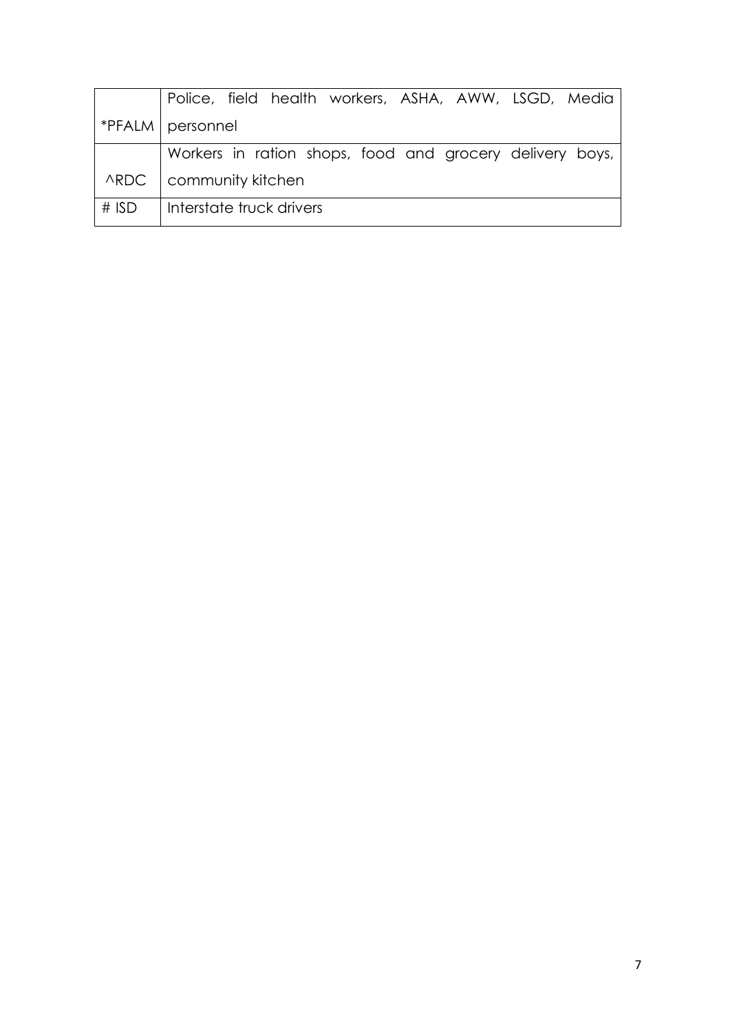| | |
|---|---|
| *PFALM | Police, field health workers, ASHA, AWW, LSGD, Media personnel |
| ^RDC | Workers in ration shops, food and grocery delivery boys, community kitchen |
| # ISD | Interstate truck drivers |